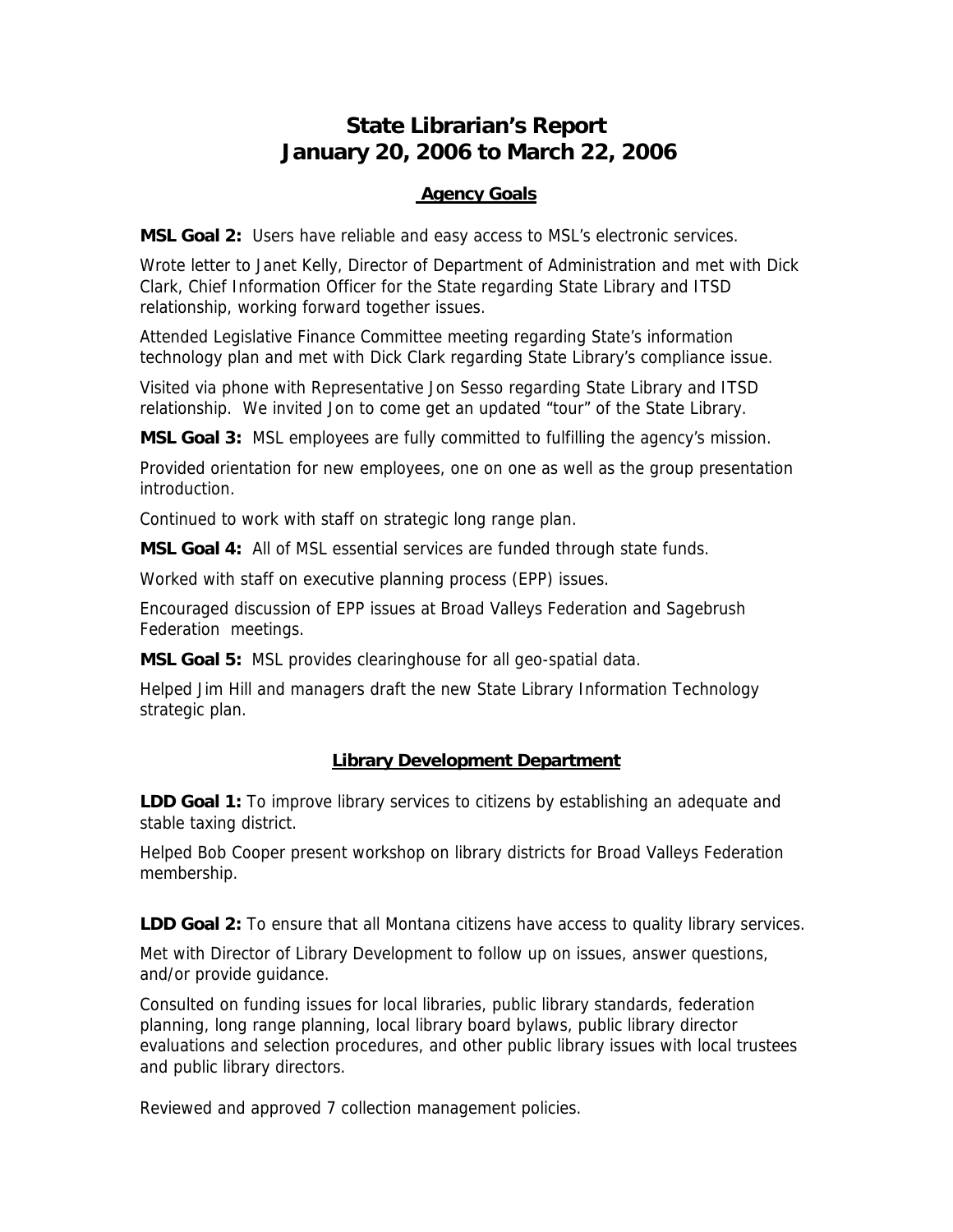# State Librarian's Report
# January 20, 2006 to March 22, 2006

## Agency Goals

**MSL Goal 2:** Users have reliable and easy access to MSL's electronic services.

Wrote letter to Janet Kelly, Director of Department of Administration and met with Dick Clark, Chief Information Officer for the State regarding State Library and ITSD relationship, working forward together issues.

Attended Legislative Finance Committee meeting regarding State's information technology plan and met with Dick Clark regarding State Library's compliance issue.

Visited via phone with Representative Jon Sesso regarding State Library and ITSD relationship. We invited Jon to come get an updated "tour" of the State Library.

**MSL Goal 3:** MSL employees are fully committed to fulfilling the agency's mission.

Provided orientation for new employees, one on one as well as the group presentation introduction.

Continued to work with staff on strategic long range plan.

**MSL Goal 4:** All of MSL essential services are funded through state funds.

Worked with staff on executive planning process (EPP) issues.

Encouraged discussion of EPP issues at Broad Valleys Federation and Sagebrush Federation meetings.

**MSL Goal 5:** MSL provides clearinghouse for all geo-spatial data.

Helped Jim Hill and managers draft the new State Library Information Technology strategic plan.

## Library Development Department

**LDD Goal 1:** To improve library services to citizens by establishing an adequate and stable taxing district.

Helped Bob Cooper present workshop on library districts for Broad Valleys Federation membership.

**LDD Goal 2:** To ensure that all Montana citizens have access to quality library services.

Met with Director of Library Development to follow up on issues, answer questions, and/or provide guidance.

Consulted on funding issues for local libraries, public library standards, federation planning, long range planning, local library board bylaws, public library director evaluations and selection procedures, and other public library issues with local trustees and public library directors.

Reviewed and approved 7 collection management policies.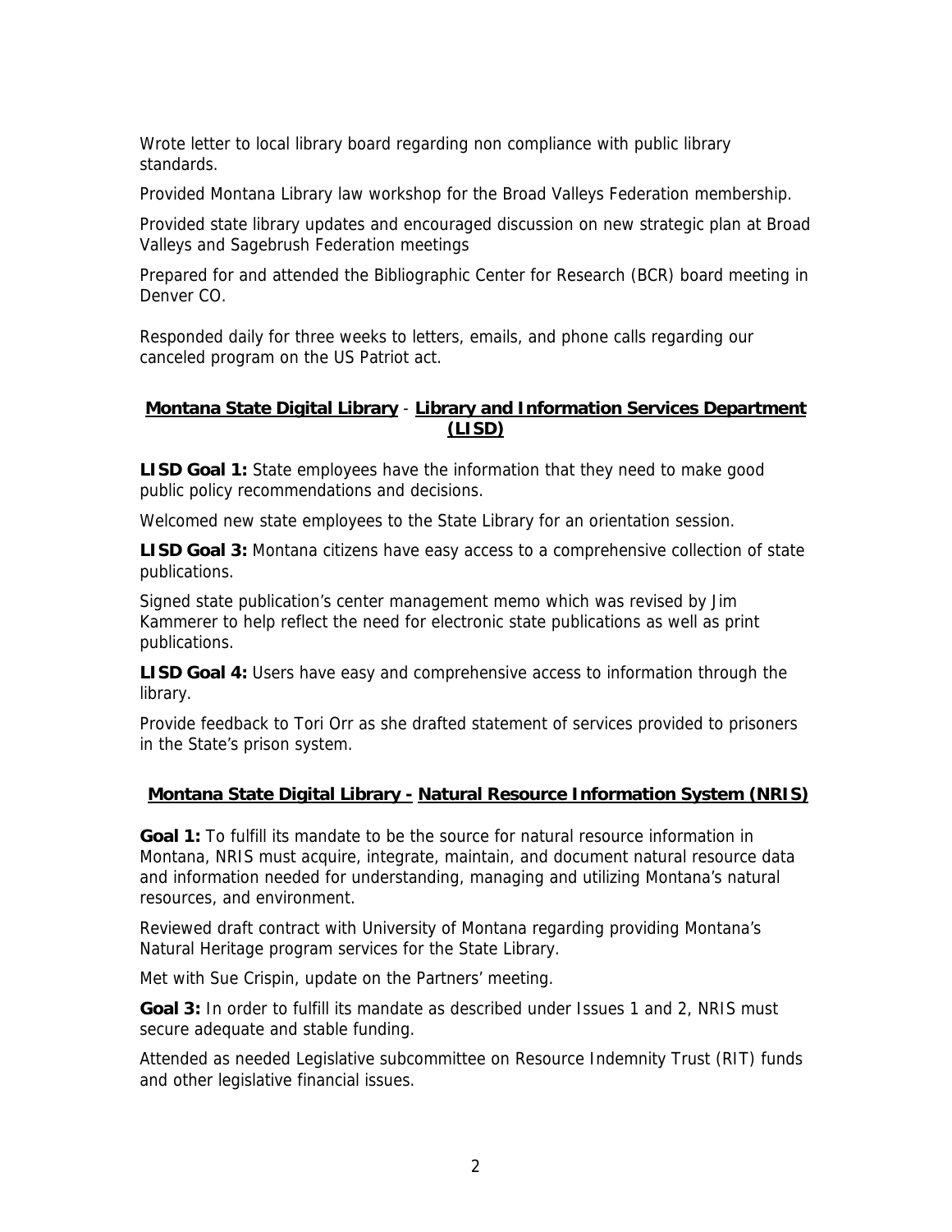Wrote letter to local library board regarding non compliance with public library standards.

Provided Montana Library law workshop for the Broad Valleys Federation membership.

Provided state library updates and encouraged discussion on new strategic plan at Broad Valleys and Sagebrush Federation meetings

Prepared for and attended the Bibliographic Center for Research (BCR) board meeting in Denver CO.

Responded daily for three weeks to letters, emails, and phone calls regarding our canceled program on the US Patriot act.

## Montana State Digital Library - Library and Information Services Department (LISD)

**LISD Goal 1:** State employees have the information that they need to make good public policy recommendations and decisions.

Welcomed new state employees to the State Library for an orientation session.

**LISD Goal 3:** Montana citizens have easy access to a comprehensive collection of state publications.

Signed state publication's center management memo which was revised by Jim Kammerer to help reflect the need for electronic state publications as well as print publications.

**LISD Goal 4:** Users have easy and comprehensive access to information through the library.

Provide feedback to Tori Orr as she drafted statement of services provided to prisoners in the State's prison system.

## Montana State Digital Library - Natural Resource Information System (NRIS)

**Goal 1:** To fulfill its mandate to be the source for natural resource information in Montana, NRIS must acquire, integrate, maintain, and document natural resource data and information needed for understanding, managing and utilizing Montana's natural resources, and environment.

Reviewed draft contract with University of Montana regarding providing Montana's Natural Heritage program services for the State Library.

Met with Sue Crispin, update on the Partners' meeting.

**Goal 3:** In order to fulfill its mandate as described under Issues 1 and 2, NRIS must secure adequate and stable funding.

Attended as needed Legislative subcommittee on Resource Indemnity Trust (RIT) funds and other legislative financial issues.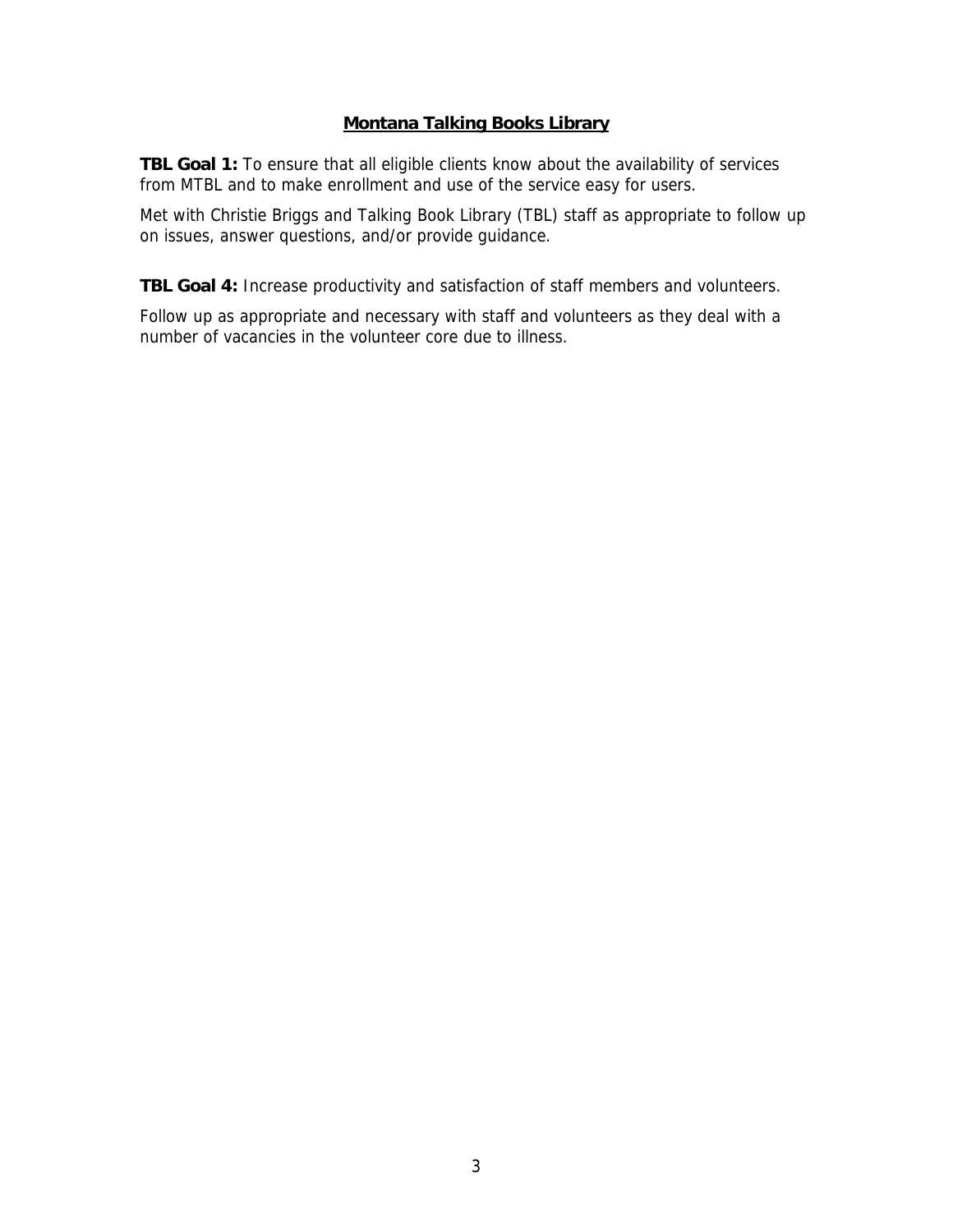## Montana Talking Books Library

**TBL Goal 1:** To ensure that all eligible clients know about the availability of services from MTBL and to make enrollment and use of the service easy for users.

Met with Christie Briggs and Talking Book Library (TBL) staff as appropriate to follow up on issues, answer questions, and/or provide guidance.

**TBL Goal 4:** Increase productivity and satisfaction of staff members and volunteers.

Follow up as appropriate and necessary with staff and volunteers as they deal with a number of vacancies in the volunteer core due to illness.